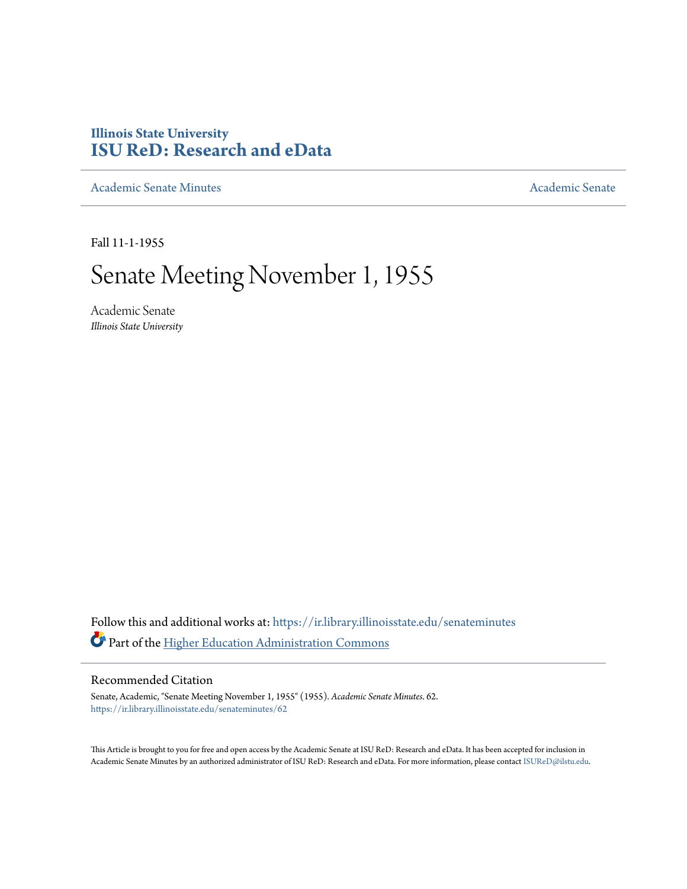**Illinois State University**
**ISU ReD: Research and eData**

Academic Senate Minutes

Academic Senate

Fall 11-1-1955

# Senate Meeting November 1, 1955

Academic Senate
*Illinois State University*

Follow this and additional works at: https://ir.library.illinoisstate.edu/senateminutes

Part of the Higher Education Administration Commons

## Recommended Citation

Senate, Academic, "Senate Meeting November 1, 1955" (1955). *Academic Senate Minutes*. 62.
https://ir.library.illinoisstate.edu/senateminutes/62

This Article is brought to you for free and open access by the Academic Senate at ISU ReD: Research and eData. It has been accepted for inclusion in Academic Senate Minutes by an authorized administrator of ISU ReD: Research and eData. For more information, please contact ISUReD@ilstu.edu.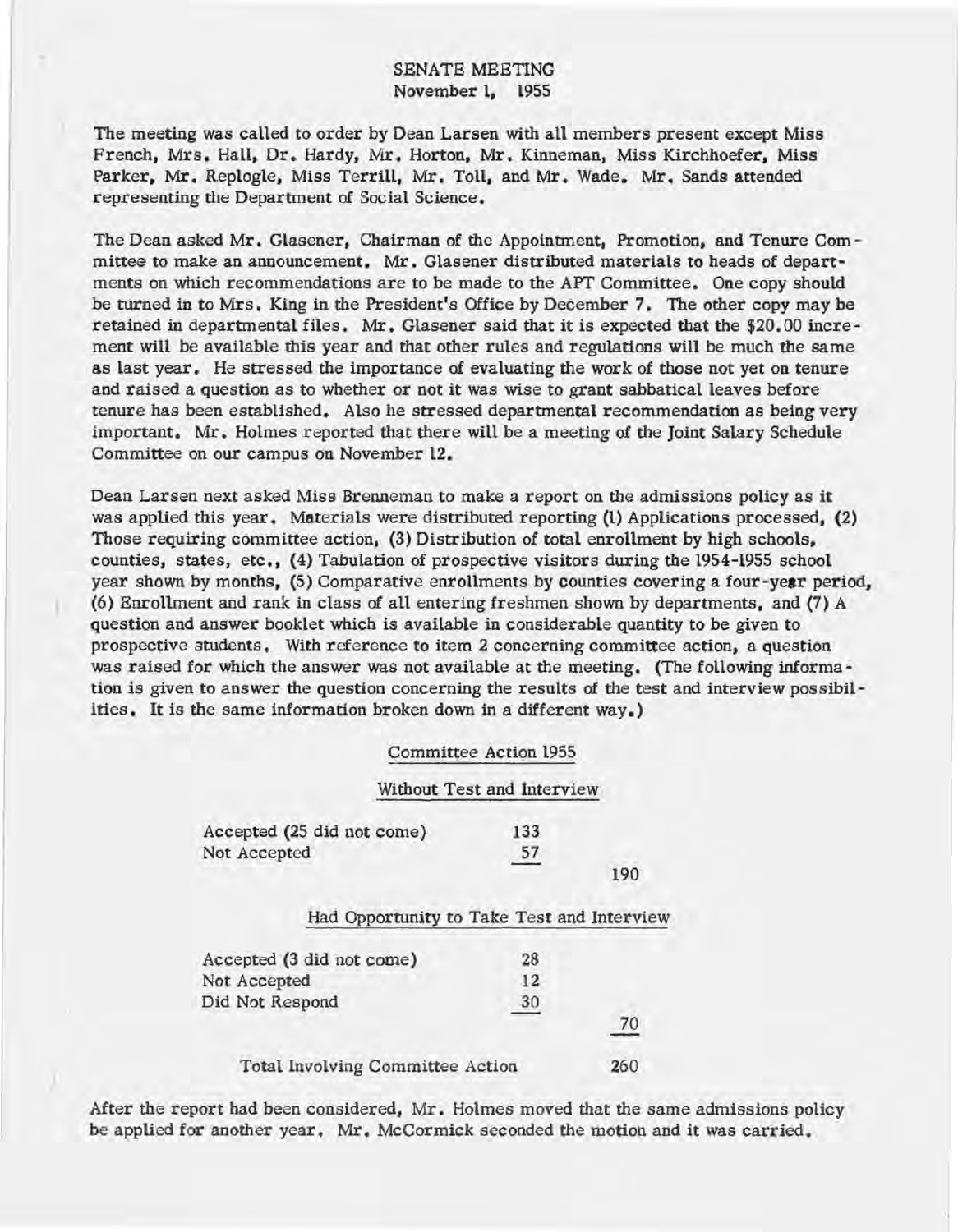# SENATE MEETING
## November 1, 1955

The meeting was called to order by Dean Larsen with all members present except Miss French, Mrs. Hall, Dr. Hardy, Mr. Horton, Mr. Kinneman, Miss Kirchhoefer, Miss Parker, Mr. Replogle, Miss Terrill, Mr. Toll, and Mr. Wade. Mr. Sands attended representing the Department of Social Science.

The Dean asked Mr. Glasener, Chairman of the Appointment, Promotion, and Tenure Committee to make an announcement. Mr. Glasener distributed materials to heads of departments on which recommendations are to be made to the APT Committee. One copy should be turned in to Mrs. King in the President's Office by December 7. The other copy may be retained in departmental files. Mr. Glasener said that it is expected that the $20.00 increment will be available this year and that other rules and regulations will be much the same as last year. He stressed the importance of evaluating the work of those not yet on tenure and raised a question as to whether or not it was wise to grant sabbatical leaves before tenure has been established. Also he stressed departmental recommendation as being very important. Mr. Holmes reported that there will be a meeting of the Joint Salary Schedule Committee on our campus on November 12.

Dean Larsen next asked Miss Brenneman to make a report on the admissions policy as it was applied this year. Materials were distributed reporting (1) Applications processed, (2) Those requiring committee action, (3) Distribution of total enrollment by high schools, counties, states, etc., (4) Tabulation of prospective visitors during the 1954-1955 school year shown by months, (5) Comparative enrollments by counties covering a four-year period, (6) Enrollment and rank in class of all entering freshmen shown by departments, and (7) A question and answer booklet which is available in considerable quantity to be given to prospective students. With reference to item 2 concerning committee action, a question was raised for which the answer was not available at the meeting. (The following information is given to answer the question concerning the results of the test and interview possibilities. It is the same information broken down in a different way.)

Committee Action 1955

| Without Test and Interview | | |
|---|---|---|
| Accepted (25 did not come) | 133 | |
| Not Accepted | 57 | |
| | | 190 |
| **Had Opportunity to Take Test and Interview** | | |
| Accepted (3 did not come) | 28 | |
| Not Accepted | 12 | |
| Did Not Respond | 30 | |
| | | 70 |
| Total Involving Committee Action | | 260 |

After the report had been considered, Mr. Holmes moved that the same admissions policy be applied for another year. Mr. McCormick seconded the motion and it was carried.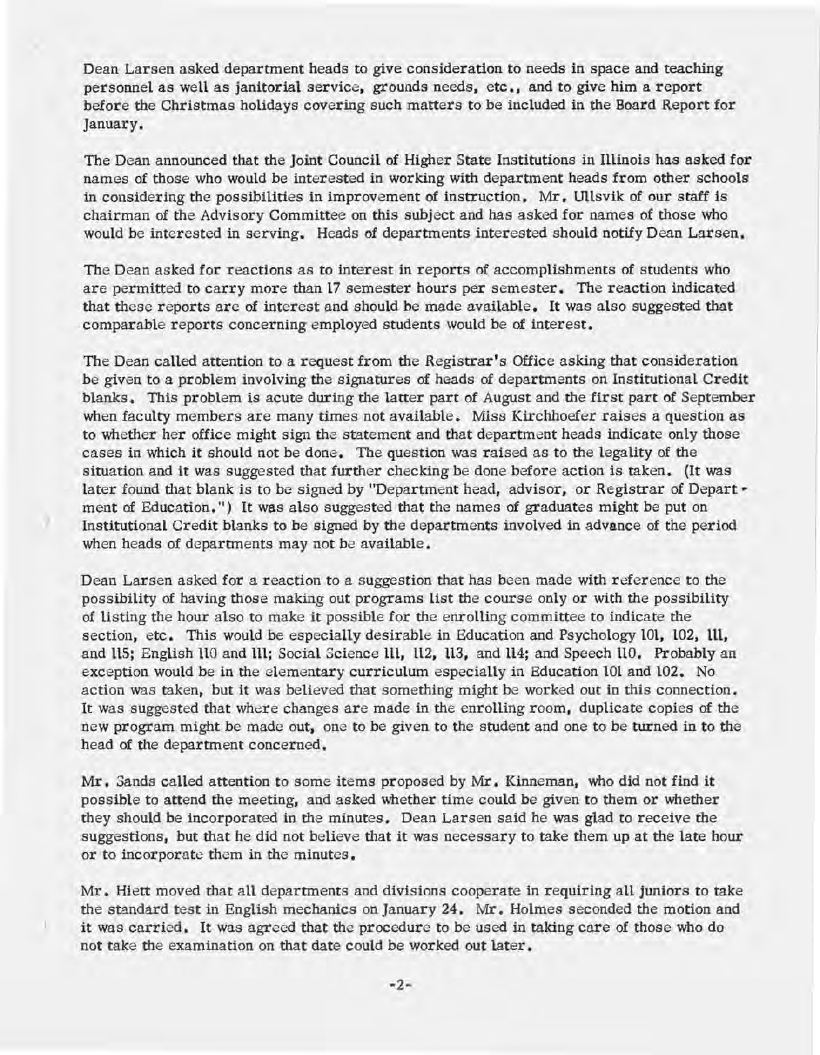Dean Larsen asked department heads to give consideration to needs in space and teaching personnel as well as janitorial service, grounds needs, etc., and to give him a report before the Christmas holidays covering such matters to be included in the Board Report for January.

The Dean announced that the Joint Council of Higher State Institutions in Illinois has asked for names of those who would be interested in working with department heads from other schools in considering the possibilities in improvement of instruction. Mr. Ullsvik of our staff is chairman of the Advisory Committee on this subject and has asked for names of those who would be interested in serving. Heads of departments interested should notify Dean Larsen.

The Dean asked for reactions as to interest in reports of accomplishments of students who are permitted to carry more than 17 semester hours per semester. The reaction indicated that these reports are of interest and should be made available. It was also suggested that comparable reports concerning employed students would be of interest.

The Dean called attention to a request from the Registrar's Office asking that consideration be given to a problem involving the signatures of heads of departments on Institutional Credit blanks. This problem is acute during the latter part of August and the first part of September when faculty members are many times not available. Miss Kirchhoefer raises a question as to whether her office might sign the statement and that department heads indicate only those cases in which it should not be done. The question was raised as to the legality of the situation and it was suggested that further checking be done before action is taken. (It was later found that blank is to be signed by "Department head, advisor, or Registrar of Department of Education.") It was also suggested that the names of graduates might be put on Institutional Credit blanks to be signed by the departments involved in advance of the period when heads of departments may not be available.

Dean Larsen asked for a reaction to a suggestion that has been made with reference to the possibility of having those making out programs list the course only or with the possibility of listing the hour also to make it possible for the enrolling committee to indicate the section, etc. This would be especially desirable in Education and Psychology 101, 102, 111, and 115; English 110 and 111; Social Science 111, 112, 113, and 114; and Speech 110. Probably an exception would be in the elementary curriculum especially in Education 101 and 102. No action was taken, but it was believed that something might be worked out in this connection. It was suggested that where changes are made in the enrolling room, duplicate copies of the new program might be made out, one to be given to the student and one to be turned in to the head of the department concerned.

Mr. Sands called attention to some items proposed by Mr. Kinneman, who did not find it possible to attend the meeting, and asked whether time could be given to them or whether they should be incorporated in the minutes. Dean Larsen said he was glad to receive the suggestions, but that he did not believe that it was necessary to take them up at the late hour or to incorporate them in the minutes.

Mr. Hiett moved that all departments and divisions cooperate in requiring all juniors to take the standard test in English mechanics on January 24. Mr. Holmes seconded the motion and it was carried. It was agreed that the procedure to be used in taking care of those who do not take the examination on that date could be worked out later.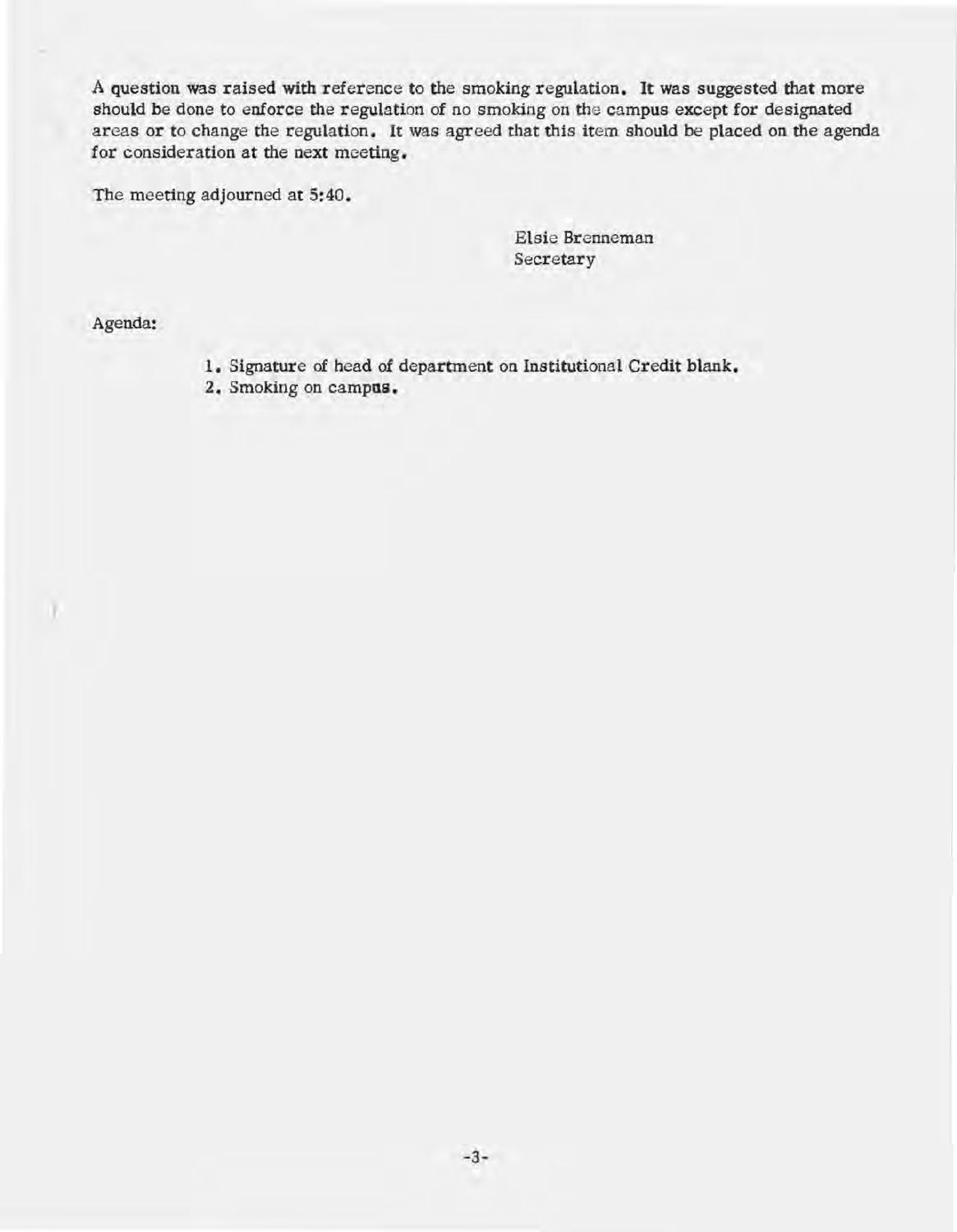A question was raised with reference to the smoking regulation. It was suggested that more should be done to enforce the regulation of no smoking on the campus except for designated areas or to change the regulation. It was agreed that this item should be placed on the agenda for consideration at the next meeting.

The meeting adjourned at 5:40.

Elsie Brenneman
Secretary

Agenda:

1. Signature of head of department on Institutional Credit blank.
2. Smoking on campus.